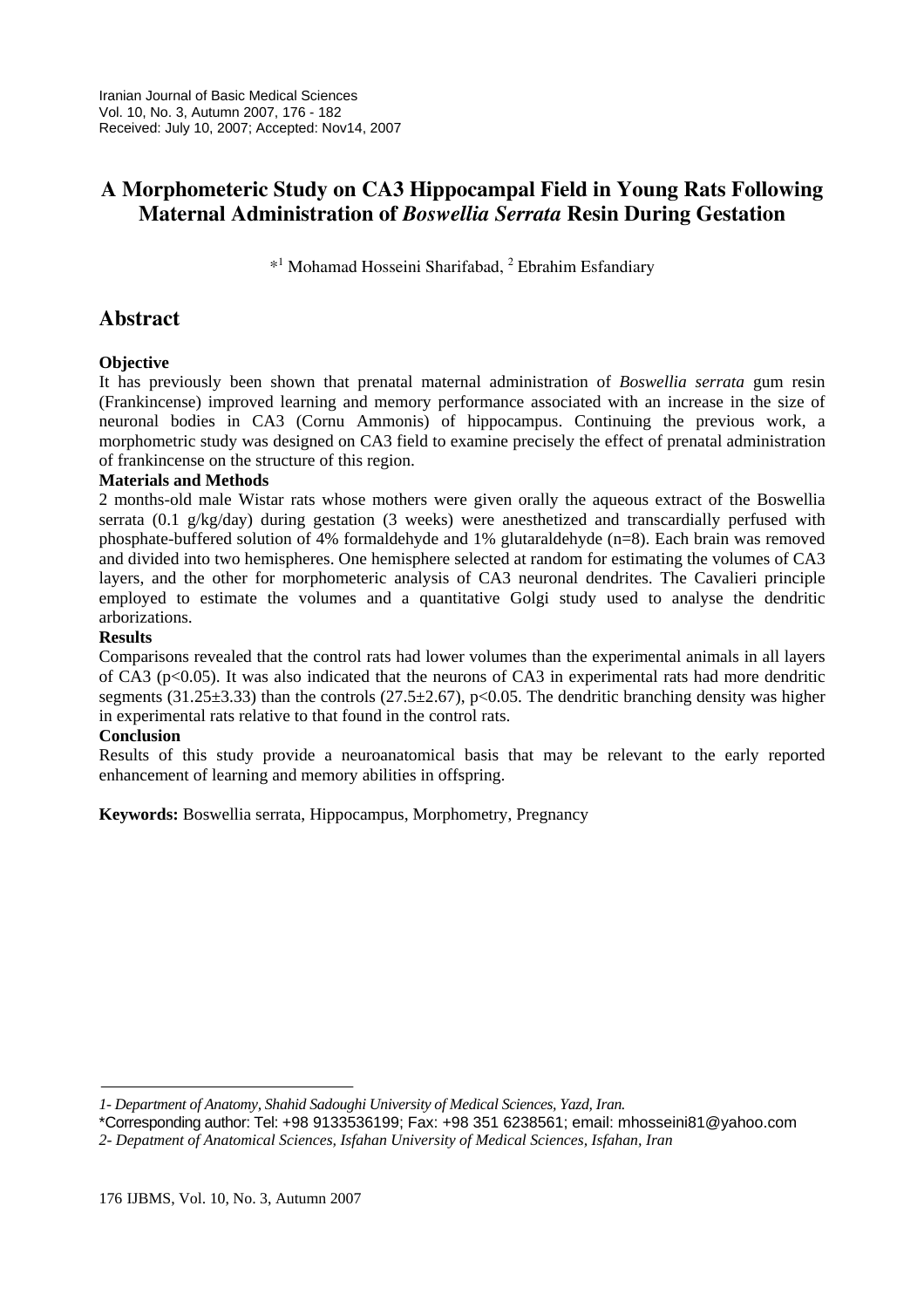# A Morphometeric Study on CA3 Hippocampal Field in Young Rats Following Maternal Administration of *Boswellia Serrata* Resin During Gestation

*[1] Mohamad Hosseini Sharifabad, [2] Ebrahim Esfandiary

## Abstract

**Objective**

It has previously been shown that prenatal maternal administration of *Boswellia serrata* gum resin (Frankincense) improved learning and memory performance associated with an increase in the size of neuronal bodies in CA3 (Cornu Ammonis) of hippocampus. Continuing the previous work, a morphometric study was designed on CA3 field to examine precisely the effect of prenatal administration of frankincense on the structure of this region.

**Materials and Methods**

2 months-old male Wistar rats whose mothers were given orally the aqueous extract of the Boswellia serrata (0.1 g/kg/day) during gestation (3 weeks) were anesthetized and transcardially perfused with phosphate-buffered solution of 4% formaldehyde and 1% glutaraldehyde (n=8). Each brain was removed and divided into two hemispheres. One hemisphere selected at random for estimating the volumes of CA3 layers, and the other for morphometeric analysis of CA3 neuronal dendrites. The Cavalieri principle employed to estimate the volumes and a quantitative Golgi study used to analyse the dendritic arborizations.

**Results**

Comparisons revealed that the control rats had lower volumes than the experimental animals in all layers of CA3 ($p<0.05$). It was also indicated that the neurons of CA3 in experimental rats had more dendritic segments ($31.25\pm3.33$) than the controls ($27.5\pm2.67$), $p<0.05$. The dendritic branching density was higher in experimental rats relative to that found in the control rats.

**Conclusion**

Results of this study provide a neuroanatomical basis that may be relevant to the early reported enhancement of learning and memory abilities in offspring.

**Keywords:** Boswellia serrata, Hippocampus, Morphometry, Pregnancy

---

*1- Department of Anatomy, Shahid Sadoughi University of Medical Sciences, Yazd, Iran.*

*Corresponding author: Tel: +98 9133536199; Fax: +98 351 6238561; email: mhosseini81@yahoo.com

*2- Depatment of Anatomical Sciences, Isfahan University of Medical Sciences, Isfahan, Iran*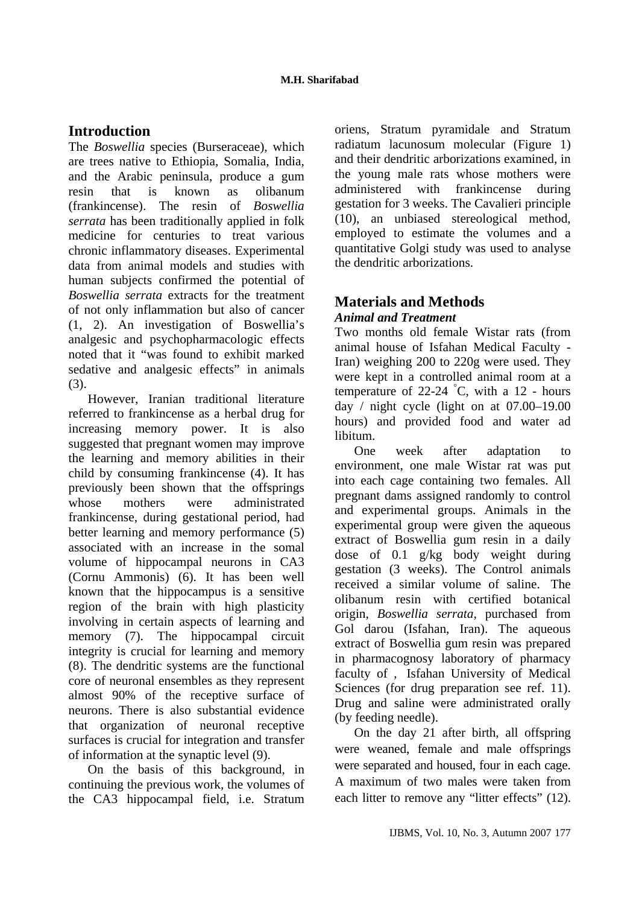## Introduction

The *Boswellia* species (Burseraceae), which are trees native to Ethiopia, Somalia, India, and the Arabic peninsula, produce a gum resin that is known as olibanum (frankincense). The resin of *Boswellia serrata* has been traditionally applied in folk medicine for centuries to treat various chronic inflammatory diseases. Experimental data from animal models and studies with human subjects confirmed the potential of *Boswellia serrata* extracts for the treatment of not only inflammation but also of cancer (1, 2). An investigation of Boswellia's analgesic and psychopharmacologic effects noted that it "was found to exhibit marked sedative and analgesic effects" in animals (3).

However, Iranian traditional literature referred to frankincense as a herbal drug for increasing memory power. It is also suggested that pregnant women may improve the learning and memory abilities in their child by consuming frankincense (4). It has previously been shown that the offsprings whose mothers were administrated frankincense, during gestational period, had better learning and memory performance (5) associated with an increase in the somal volume of hippocampal neurons in CA3 (Cornu Ammonis) (6). It has been well known that the hippocampus is a sensitive region of the brain with high plasticity involving in certain aspects of learning and memory (7). The hippocampal circuit integrity is crucial for learning and memory (8). The dendritic systems are the functional core of neuronal ensembles as they represent almost 90% of the receptive surface of neurons. There is also substantial evidence that organization of neuronal receptive surfaces is crucial for integration and transfer of information at the synaptic level (9).

On the basis of this background, in continuing the previous work, the volumes of the CA3 hippocampal field, i.e. Stratum oriens, Stratum pyramidale and Stratum radiatum lacunosum molecular (Figure 1) and their dendritic arborizations examined, in the young male rats whose mothers were administered with frankincense during gestation for 3 weeks. The Cavalieri principle (10), an unbiased stereological method, employed to estimate the volumes and a quantitative Golgi study was used to analyse the dendritic arborizations.

## Materials and Methods

### *Animal and Treatment*

Two months old female Wistar rats (from animal house of Isfahan Medical Faculty - Iran) weighing 200 to 220g were used. They were kept in a controlled animal room at a temperature of 22-24 °C, with a 12 - hours day / night cycle (light on at 07.00–19.00 hours) and provided food and water ad libitum.

One week after adaptation to environment, one male Wistar rat was put into each cage containing two females. All pregnant dams assigned randomly to control and experimental groups. Animals in the experimental group were given the aqueous extract of Boswellia gum resin in a daily dose of 0.1 g/kg body weight during gestation (3 weeks). The Control animals received a similar volume of saline. The olibanum resin with certified botanical origin, *Boswellia serrata*, purchased from Gol darou (Isfahan, Iran). The aqueous extract of Boswellia gum resin was prepared in pharmacognosy laboratory of pharmacy faculty of , Isfahan University of Medical Sciences (for drug preparation see ref. 11). Drug and saline were administrated orally (by feeding needle).

On the day 21 after birth, all offspring were weaned, female and male offsprings were separated and housed, four in each cage. A maximum of two males were taken from each litter to remove any "litter effects" (12).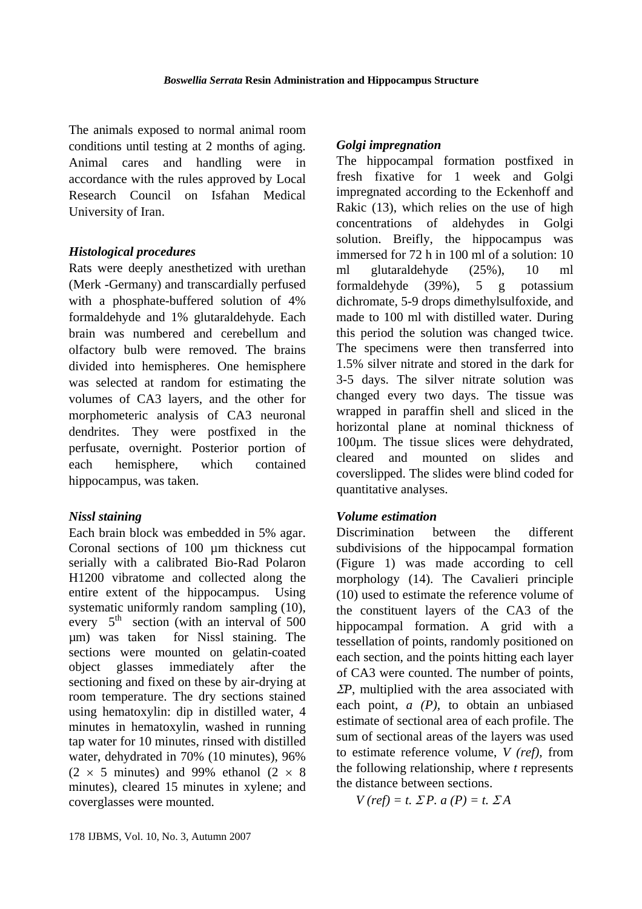The animals exposed to normal animal room conditions until testing at 2 months of aging. Animal cares and handling were in accordance with the rules approved by Local Research Council on Isfahan Medical University of Iran.

### *Histological procedures*

Rats were deeply anesthetized with urethan (Merk -Germany) and transcardially perfused with a phosphate-buffered solution of 4% formaldehyde and 1% glutaraldehyde. Each brain was numbered and cerebellum and olfactory bulb were removed. The brains divided into hemispheres. One hemisphere was selected at random for estimating the volumes of CA3 layers, and the other for morphometeric analysis of CA3 neuronal dendrites. They were postfixed in the perfusate, overnight. Posterior portion of each hemisphere, which contained hippocampus, was taken.

### *Nissl staining*

Each brain block was embedded in 5% agar. Coronal sections of 100 µm thickness cut serially with a calibrated Bio-Rad Polaron H1200 vibratome and collected along the entire extent of the hippocampus. Using systematic uniformly random sampling (10), every $5^{th}$ section (with an interval of 500 µm) was taken for Nissl staining. The sections were mounted on gelatin-coated object glasses immediately after the sectioning and fixed on these by air-drying at room temperature. The dry sections stained using hematoxylin: dip in distilled water, 4 minutes in hematoxylin, washed in running tap water for 10 minutes, rinsed with distilled water, dehydrated in 70% (10 minutes), 96% ($2 \times 5$ minutes) and 99% ethanol ($2 \times 8$ minutes), cleared 15 minutes in xylene; and coverglasses were mounted.

### *Golgi impregnation*

The hippocampal formation postfixed in fresh fixative for 1 week and Golgi impregnated according to the Eckenhoff and Rakic (13), which relies on the use of high concentrations of aldehydes in Golgi solution. Breifly, the hippocampus was immersed for 72 h in 100 ml of a solution: 10 ml glutaraldehyde (25%), 10 ml formaldehyde (39%), 5 g potassium dichromate, 5-9 drops dimethylsulfoxide, and made to 100 ml with distilled water. During this period the solution was changed twice. The specimens were then transferred into 1.5% silver nitrate and stored in the dark for 3-5 days. The silver nitrate solution was changed every two days. The tissue was wrapped in paraffin shell and sliced in the horizontal plane at nominal thickness of 100µm. The tissue slices were dehydrated, cleared and mounted on slides and coverslipped. The slides were blind coded for quantitative analyses.

### *Volume estimation*

Discrimination between the different subdivisions of the hippocampal formation (Figure 1) was made according to cell morphology (14). The Cavalieri principle (10) used to estimate the reference volume of the constituent layers of the CA3 of the hippocampal formation. A grid with a tessellation of points, randomly positioned on each section, and the points hitting each layer of CA3 were counted. The number of points, $\Sigma P$, multiplied with the area associated with each point, $a(P)$, to obtain an unbiased estimate of sectional area of each profile. The sum of sectional areas of the layers was used to estimate reference volume, $V(ref)$, from the following relationship, where $t$ represents the distance between sections.

$$V(ref) = t \cdot \Sigma P \cdot a(P) = t \cdot \Sigma A$$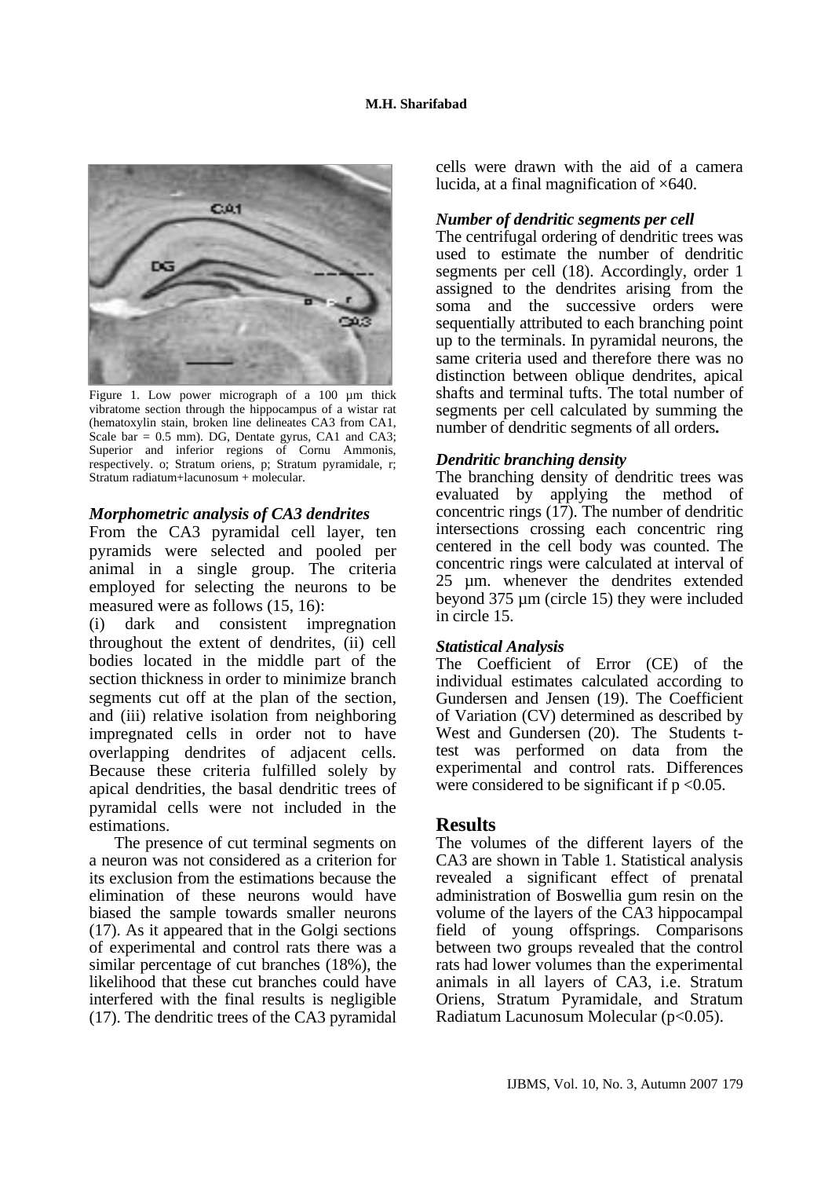Figure 1. Low power micrograph of a 100 µm thick vibratome section through the hippocampus of a wistar rat (hematoxylin stain, broken line delineates CA3 from CA1, Scale bar = 0.5 mm). DG, Dentate gyrus, CA1 and CA3; Superior and inferior regions of Cornu Ammonis, respectively. o; Stratum oriens, p; Stratum pyramidale, r; Stratum radiatum+lacunosum + molecular.

### *Morphometric analysis of CA3 dendrites*

From the CA3 pyramidal cell layer, ten pyramids were selected and pooled per animal in a single group. The criteria employed for selecting the neurons to be measured were as follows (15, 16):

(i) dark and consistent impregnation throughout the extent of dendrites, (ii) cell bodies located in the middle part of the section thickness in order to minimize branch segments cut off at the plan of the section, and (iii) relative isolation from neighboring impregnated cells in order not to have overlapping dendrites of adjacent cells. Because these criteria fulfilled solely by apical dendrities, the basal dendritic trees of pyramidal cells were not included in the estimations.

The presence of cut terminal segments on a neuron was not considered as a criterion for its exclusion from the estimations because the elimination of these neurons would have biased the sample towards smaller neurons (17). As it appeared that in the Golgi sections of experimental and control rats there was a similar percentage of cut branches (18%), the likelihood that these cut branches could have interfered with the final results is negligible (17). The dendritic trees of the CA3 pyramidal cells were drawn with the aid of a camera lucida, at a final magnification of ×640.

### *Number of dendritic segments per cell*

The centrifugal ordering of dendritic trees was used to estimate the number of dendritic segments per cell (18). Accordingly, order 1 assigned to the dendrites arising from the soma and the successive orders were sequentially attributed to each branching point up to the terminals. In pyramidal neurons, the same criteria used and therefore there was no distinction between oblique dendrites, apical shafts and terminal tufts. The total number of segments per cell calculated by summing the number of dendritic segments of all orders**.**

### *Dendritic branching density*

The branching density of dendritic trees was evaluated by applying the method of concentric rings (17). The number of dendritic intersections crossing each concentric ring centered in the cell body was counted. The concentric rings were calculated at interval of 25 µm. whenever the dendrites extended beyond 375 µm (circle 15) they were included in circle 15.

### *Statistical Analysis*

The Coefficient of Error (CE) of the individual estimates calculated according to Gundersen and Jensen (19). The Coefficient of Variation (CV) determined as described by West and Gundersen (20). The Students t-test was performed on data from the experimental and control rats. Differences were considered to be significant if $p < 0.05$.

## Results

The volumes of the different layers of the CA3 are shown in Table 1. Statistical analysis revealed a significant effect of prenatal administration of Boswellia gum resin on the volume of the layers of the CA3 hippocampal field of young offsprings. Comparisons between two groups revealed that the control rats had lower volumes than the experimental animals in all layers of CA3, i.e. Stratum Oriens, Stratum Pyramidale, and Stratum Radiatum Lacunosum Molecular ($p<0.05$).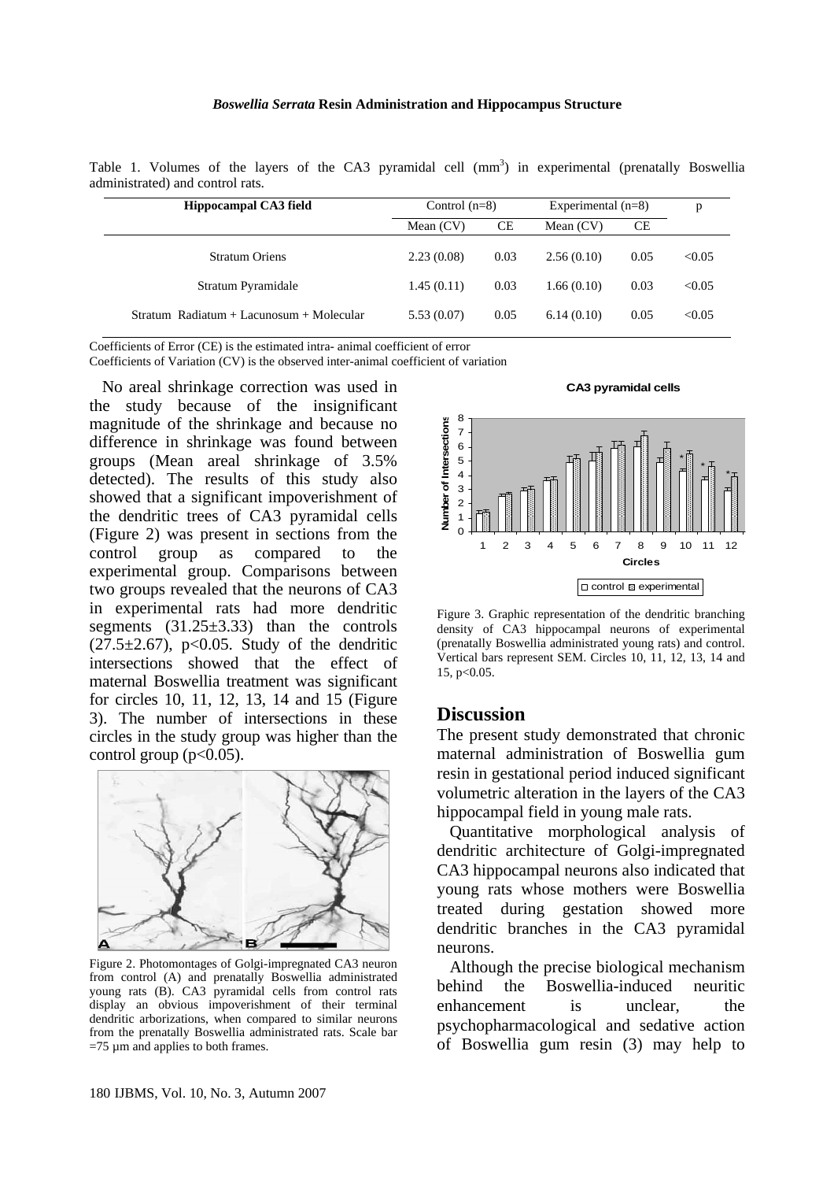Table 1. Volumes of the layers of the CA3 pyramidal cell ($mm^3$) in experimental (prenatally Boswellia administrated) and control rats.

| Hippocampal CA3 field | Control (n=8) | | Experimental (n=8) | | p |
|---|---|---|---|---|---|
| | Mean (CV) | CE | Mean (CV) | CE | |
| Stratum Oriens | 2.23 (0.08) | 0.03 | 2.56 (0.10) | 0.05 | <0.05 |
| Stratum Pyramidale | 1.45 (0.11) | 0.03 | 1.66 (0.10) | 0.03 | <0.05 |
| Stratum Radiatum + Lacunosum + Molecular | 5.53 (0.07) | 0.05 | 6.14 (0.10) | 0.05 | <0.05 |

Coefficients of Error (CE) is the estimated intra- animal coefficient of error
Coefficients of Variation (CV) is the observed inter-animal coefficient of variation

No areal shrinkage correction was used in the study because of the insignificant magnitude of the shrinkage and because no difference in shrinkage was found between groups (Mean areal shrinkage of 3.5% detected). The results of this study also showed that a significant impoverishment of the dendritic trees of CA3 pyramidal cells (Figure 2) was present in sections from the control group as compared to the experimental group. Comparisons between two groups revealed that the neurons of CA3 in experimental rats had more dendritic segments (31.25±3.33) than the controls (27.5±2.67), $p<0.05$. Study of the dendritic intersections showed that the effect of maternal Boswellia treatment was significant for circles 10, 11, 12, 13, 14 and 15 (Figure 3). The number of intersections in these circles in the study group was higher than the control group ($p<0.05$).

Figure 2. Photomontages of Golgi-impregnated CA3 neuron from control (A) and prenatally Boswellia administrated young rats (B). CA3 pyramidal cells from control rats display an obvious impoverishment of their terminal dendritic arborizations, when compared to similar neurons from the prenatally Boswellia administrated rats. Scale bar =75 µm and applies to both frames.

Figure 3. Graphic representation of the dendritic branching density of CA3 hippocampal neurons of experimental (prenatally Boswellia administrated young rats) and control. Vertical bars represent SEM. Circles 10, 11, 12, 13, 14 and 15, $p<0.05$.

## Discussion

The present study demonstrated that chronic maternal administration of Boswellia gum resin in gestational period induced significant volumetric alteration in the layers of the CA3 hippocampal field in young male rats.

Quantitative morphological analysis of dendritic architecture of Golgi-impregnated CA3 hippocampal neurons also indicated that young rats whose mothers were Boswellia treated during gestation showed more dendritic branches in the CA3 pyramidal neurons.

Although the precise biological mechanism behind the Boswellia-induced neuritic enhancement is unclear, the psychopharmacological and sedative action of Boswellia gum resin (3) may help to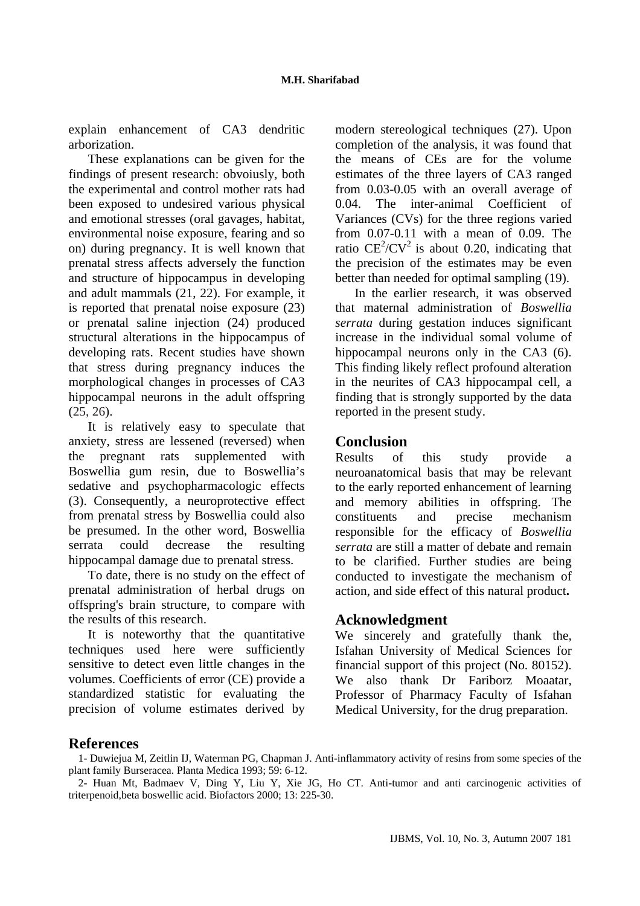explain enhancement of CA3 dendritic arborization.

These explanations can be given for the findings of present research: obvoiusly, both the experimental and control mother rats had been exposed to undesired various physical and emotional stresses (oral gavages, habitat, environmental noise exposure, fearing and so on) during pregnancy. It is well known that prenatal stress affects adversely the function and structure of hippocampus in developing and adult mammals (21, 22). For example, it is reported that prenatal noise exposure (23) or prenatal saline injection (24) produced structural alterations in the hippocampus of developing rats. Recent studies have shown that stress during pregnancy induces the morphological changes in processes of CA3 hippocampal neurons in the adult offspring (25, 26).

It is relatively easy to speculate that anxiety, stress are lessened (reversed) when the pregnant rats supplemented with Boswellia gum resin, due to Boswellia's sedative and psychopharmacologic effects (3). Consequently, a neuroprotective effect from prenatal stress by Boswellia could also be presumed. In the other word, Boswellia serrata could decrease the resulting hippocampal damage due to prenatal stress.

To date, there is no study on the effect of prenatal administration of herbal drugs on offspring's brain structure, to compare with the results of this research.

It is noteworthy that the quantitative techniques used here were sufficiently sensitive to detect even little changes in the volumes. Coefficients of error (CE) provide a standardized statistic for evaluating the precision of volume estimates derived by modern stereological techniques (27). Upon completion of the analysis, it was found that the means of CEs are for the volume estimates of the three layers of CA3 ranged from 0.03-0.05 with an overall average of 0.04. The inter-animal Coefficient of Variances (CVs) for the three regions varied from 0.07-0.11 with a mean of 0.09. The ratio $CE^2/CV^2$ is about 0.20, indicating that the precision of the estimates may be even better than needed for optimal sampling (19).

In the earlier research, it was observed that maternal administration of *Boswellia serrata* during gestation induces significant increase in the individual somal volume of hippocampal neurons only in the CA3 (6). This finding likely reflect profound alteration in the neurites of CA3 hippocampal cell, a finding that is strongly supported by the data reported in the present study.

## Conclusion

Results of this study provide a neuroanatomical basis that may be relevant to the early reported enhancement of learning and memory abilities in offspring. The constituents and precise mechanism responsible for the efficacy of *Boswellia serrata* are still a matter of debate and remain to be clarified. Further studies are being conducted to investigate the mechanism of action, and side effect of this natural product**.**

## Acknowledgment

We sincerely and gratefully thank the, Isfahan University of Medical Sciences for financial support of this project (No. 80152). We also thank Dr Fariborz Moaatar, Professor of Pharmacy Faculty of Isfahan Medical University, for the drug preparation.

## References

1- Duwiejua M, Zeitlin IJ, Waterman PG, Chapman J. Anti-inflammatory activity of resins from some species of the plant family Burseracea. Planta Medica 1993; 59: 6-12.

2- Huan Mt, Badmaev V, Ding Y, Liu Y, Xie JG, Ho CT. Anti-tumor and anti carcinogenic activities of triterpenoid,beta boswellic acid. Biofactors 2000; 13: 225-30.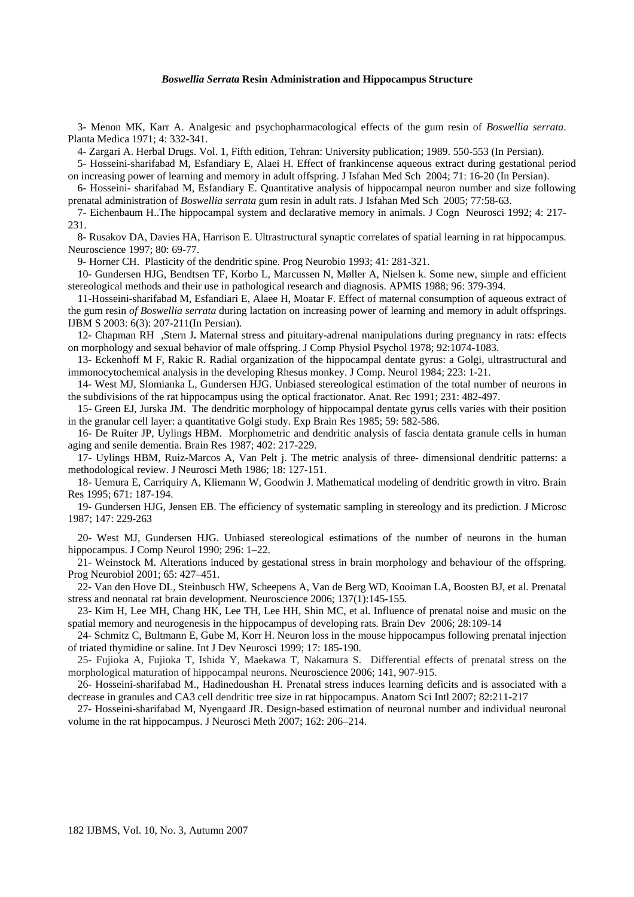3- Menon MK, Karr A. Analgesic and psychopharmacological effects of the gum resin of *Boswellia serrata*. Planta Medica 1971; 4: 332-341.

4- Zargari A. Herbal Drugs. Vol. 1, Fifth edition, Tehran: University publication; 1989. 550-553 (In Persian).

5- Hosseini-sharifabad M, Esfandiary E, Alaei H. Effect of frankincense aqueous extract during gestational period on increasing power of learning and memory in adult offspring. J Isfahan Med Sch 2004; 71: 16-20 (In Persian).

6- Hosseini- sharifabad M, Esfandiary E. Quantitative analysis of hippocampal neuron number and size following prenatal administration of *Boswellia serrata* gum resin in adult rats. J Isfahan Med Sch 2005; 77:58-63.

7- Eichenbaum H..The hippocampal system and declarative memory in animals. J Cogn Neurosci 1992; 4: 217-231.

8- Rusakov DA, Davies HA, Harrison E. Ultrastructural synaptic correlates of spatial learning in rat hippocampus. Neuroscience 1997; 80: 69-77.

9- Horner CH. Plasticity of the dendritic spine. Prog Neurobio 1993; 41: 281-321.

10- Gundersen HJG, Bendtsen TF, Korbo L, Marcussen N, Møller A, Nielsen k. Some new, simple and efficient stereological methods and their use in pathological research and diagnosis. APMIS 1988; 96: 379-394.

11-Hosseini-sharifabad M, Esfandiari E, Alaee H, Moatar F. Effect of maternal consumption of aqueous extract of the gum resin *of Boswellia serrata* during lactation on increasing power of learning and memory in adult offsprings. IJBM S 2003: 6(3): 207-211(In Persian).

12- Chapman RH ,Stern J**.** Maternal stress and pituitary-adrenal manipulations during pregnancy in rats: effects on morphology and sexual behavior of male offspring. J Comp Physiol Psychol 1978; 92:1074-1083.

13- Eckenhoff M F, Rakic R. Radial organization of the hippocampal dentate gyrus: a Golgi, ultrastructural and immonocytochemical analysis in the developing Rhesus monkey. J Comp. Neurol 1984; 223: 1-21.

14- West MJ, Slomianka L, Gundersen HJG. Unbiased stereological estimation of the total number of neurons in the subdivisions of the rat hippocampus using the optical fractionator. Anat. Rec 1991; 231: 482-497.

15- Green EJ, Jurska JM. The dendritic morphology of hippocampal dentate gyrus cells varies with their position in the granular cell layer: a quantitative Golgi study. Exp Brain Res 1985; 59: 582-586.

16- De Ruiter JP, Uylings HBM. Morphometric and dendritic analysis of fascia dentata granule cells in human aging and senile dementia. Brain Res 1987; 402: 217-229.

17- Uylings HBM, Ruiz-Marcos A, Van Pelt j. The metric analysis of three- dimensional dendritic patterns: a methodological review. J Neurosci Meth 1986; 18: 127-151.

18- Uemura E, Carriquiry A, Kliemann W, Goodwin J. Mathematical modeling of dendritic growth in vitro. Brain Res 1995; 671: 187-194.

19- Gundersen HJG, Jensen EB. The efficiency of systematic sampling in stereology and its prediction. J Microsc 1987; 147: 229-263

20- West MJ, Gundersen HJG. Unbiased stereological estimations of the number of neurons in the human hippocampus. J Comp Neurol 1990; 296: 1–22.

21- Weinstock M. Alterations induced by gestational stress in brain morphology and behaviour of the offspring. Prog Neurobiol 2001; 65: 427–451.

22- Van den Hove DL, Steinbusch HW, Scheepens A, Van de Berg WD, Kooiman LA, Boosten BJ, et al. Prenatal stress and neonatal rat brain development. Neuroscience 2006; 137(1):145-155.

23- Kim H, Lee MH, Chang HK, Lee TH, Lee HH, Shin MC, et al. Influence of prenatal noise and music on the spatial memory and neurogenesis in the hippocampus of developing rats. Brain Dev 2006; 28:109-14

24- Schmitz C, Bultmann E, Gube M, Korr H. Neuron loss in the mouse hippocampus following prenatal injection of triated thymidine or saline. Int J Dev Neurosci 1999; 17: 185-190.

25- Fujioka A, Fujioka T, Ishida Y, Maekawa T, Nakamura S. Differential effects of prenatal stress on the morphological maturation of hippocampal neurons. Neuroscience 2006; 141, 907-915.

26- Hosseini-sharifabad M., Hadinedoushan H. Prenatal stress induces learning deficits and is associated with a decrease in granules and CA3 cell dendritic tree size in rat hippocampus. Anatom Sci Intl 2007; 82:211-217

27- Hosseini-sharifabad M, Nyengaard JR. Design-based estimation of neuronal number and individual neuronal volume in the rat hippocampus. J Neurosci Meth 2007; 162: 206–214.